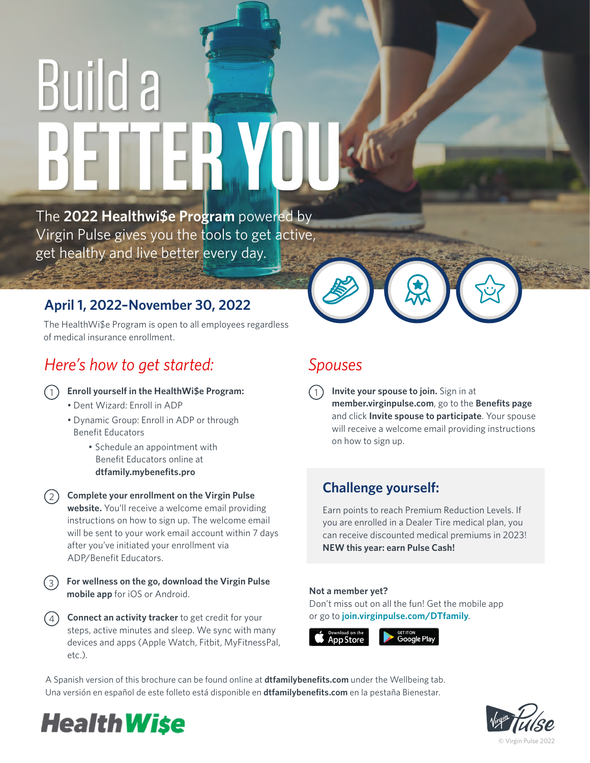# Build a BETTER YOU

The **2022 Healthwi$e Program** powered by Virgin Pulse gives you the tools to get active, get healthy and live better every day.

## April 1, 2022–November 30, 2022

The HealthWi$e Program is open to all employees regardless of medical insurance enrollment.

## *Here's how to get started:*

1. **Enroll yourself in the HealthWi$e Program:**
   - Dent Wizard: Enroll in ADP
   - Dynamic Group: Enroll in ADP or through Benefit Educators
     - Schedule an appointment with Benefit Educators online at **dtfamily.mybenefits.pro**

2. **Complete your enrollment on the Virgin Pulse website.** You'll receive a welcome email providing instructions on how to sign up. The welcome email will be sent to your work email account within 7 days after you've initiated your enrollment via ADP/Benefit Educators.

3. **For wellness on the go, download the Virgin Pulse mobile app** for iOS or Android.

4. **Connect an activity tracker** to get credit for your steps, active minutes and sleep. We sync with many devices and apps (Apple Watch, Fitbit, MyFitnessPal, etc.).

## *Spouses*

1. **Invite your spouse to join.** Sign in at **member.virginpulse.com**, go to the **Benefits page** and click **Invite spouse to participate**. Your spouse will receive a welcome email providing instructions on how to sign up.

## Challenge yourself:

Earn points to reach Premium Reduction Levels. If you are enrolled in a Dealer Tire medical plan, you can receive discounted medical premiums in 2023! **NEW this year: earn Pulse Cash!**

**Not a member yet?**
Don't miss out on all the fun! Get the mobile app or go to **join.virginpulse.com/DTfamily**.

Download on the App Store | GET IT ON Google Play

A Spanish version of this brochure can be found online at **dtfamilybenefits.com** under the Wellbeing tab.
Una versión en español de este folleto está disponible en **dtfamilybenefits.com** en la pestaña Bienestar.

HealthWi$e

Virgin Pulse

© Virgin Pulse 2022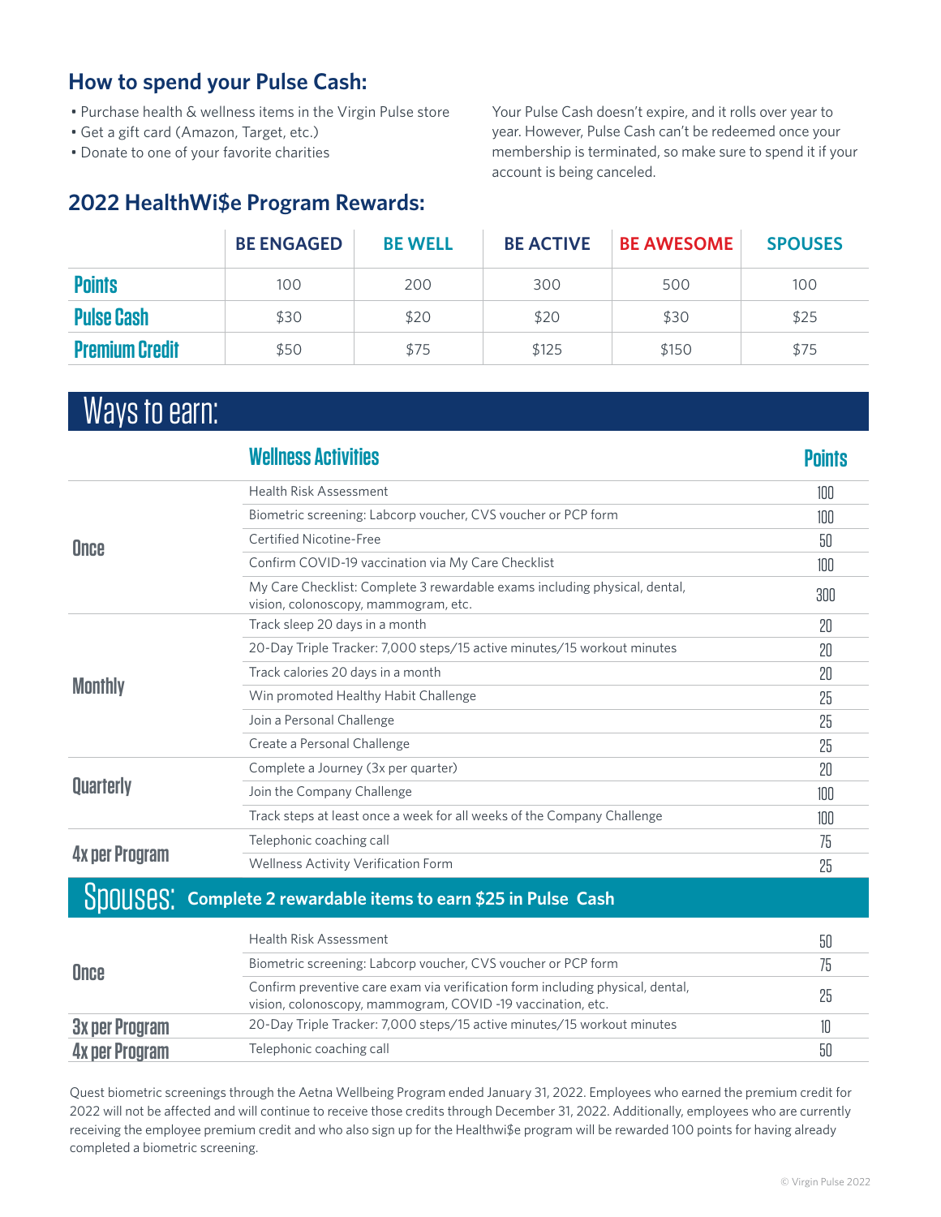## How to spend your Pulse Cash:

- Purchase health & wellness items in the Virgin Pulse store
- Get a gift card (Amazon, Target, etc.)
- Donate to one of your favorite charities

Your Pulse Cash doesn't expire, and it rolls over year to year. However, Pulse Cash can't be redeemed once your membership is terminated, so make sure to spend it if your account is being canceled.

## 2022 HealthWi$e Program Rewards:

| | BE ENGAGED | BE WELL | BE ACTIVE | BE AWESOME | SPOUSES |
|---|---|---|---|---|---|
| **Points** | 100 | 200 | 300 | 500 | 100 |
| **Pulse Cash** | $30 | $20 | $20 | $30 | $25 |
| **Premium Credit** | $50 | $75 | $125 | $150 | $75 |

## Ways to earn:

| | Wellness Activities | Points |
|---|---|---|
| **Once** | Health Risk Assessment | 100 |
| | Biometric screening: Labcorp voucher, CVS voucher or PCP form | 100 |
| | Certified Nicotine-Free | 50 |
| | Confirm COVID-19 vaccination via My Care Checklist | 100 |
| | My Care Checklist: Complete 3 rewardable exams including physical, dental, vision, colonoscopy, mammogram, etc. | 300 |
| **Monthly** | Track sleep 20 days in a month | 20 |
| | 20-Day Triple Tracker: 7,000 steps/15 active minutes/15 workout minutes | 20 |
| | Track calories 20 days in a month | 20 |
| | Win promoted Healthy Habit Challenge | 25 |
| | Join a Personal Challenge | 25 |
| | Create a Personal Challenge | 25 |
| **Quarterly** | Complete a Journey (3x per quarter) | 20 |
| | Join the Company Challenge | 100 |
| | Track steps at least once a week for all weeks of the Company Challenge | 100 |
| **4x per Program** | Telephonic coaching call | 75 |
| | Wellness Activity Verification Form | 25 |

## Spouses: Complete 2 rewardable items to earn $25 in Pulse Cash

| | | |
|---|---|---|
| **Once** | Health Risk Assessment | 50 |
| | Biometric screening: Labcorp voucher, CVS voucher or PCP form | 75 |
| | Confirm preventive care exam via verification form including physical, dental, vision, colonoscopy, mammogram, COVID -19 vaccination, etc. | 25 |
| **3x per Program** | 20-Day Triple Tracker: 7,000 steps/15 active minutes/15 workout minutes | 10 |
| **4x per Program** | Telephonic coaching call | 50 |

Quest biometric screenings through the Aetna Wellbeing Program ended January 31, 2022. Employees who earned the premium credit for 2022 will not be affected and will continue to receive those credits through December 31, 2022. Additionally, employees who are currently receiving the employee premium credit and who also sign up for the Healthwi$e program will be rewarded 100 points for having already completed a biometric screening.

© Virgin Pulse 2022